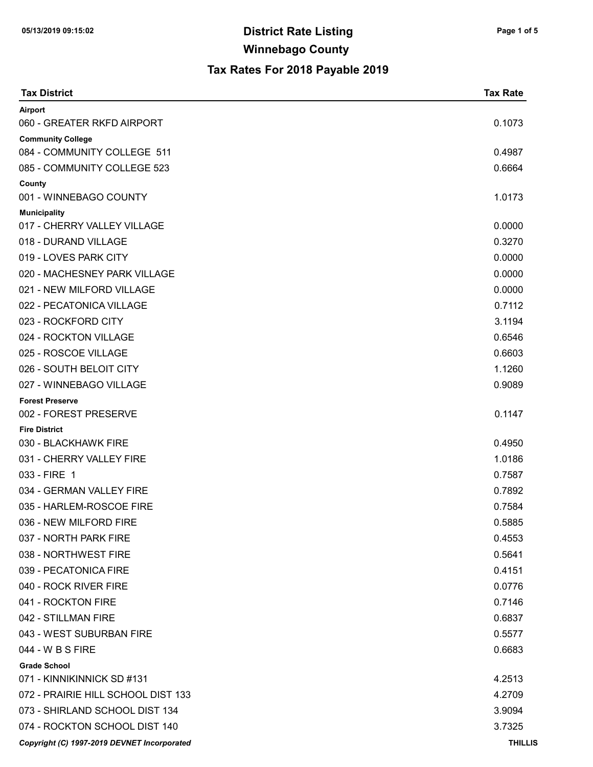# District Rate Listing

## Winnebago County

### Tax Rates For 2018 Payable 2019

| Tax District | Tax Rate |
|---|---|
| **Airport** | |
| 060 - GREATER RKFD AIRPORT | 0.1073 |
| **Community College** | |
| 084 - COMMUNITY COLLEGE 511 | 0.4987 |
| 085 - COMMUNITY COLLEGE 523 | 0.6664 |
| **County** | |
| 001 - WINNEBAGO COUNTY | 1.0173 |
| **Municipality** | |
| 017 - CHERRY VALLEY VILLAGE | 0.0000 |
| 018 - DURAND VILLAGE | 0.3270 |
| 019 - LOVES PARK CITY | 0.0000 |
| 020 - MACHESNEY PARK VILLAGE | 0.0000 |
| 021 - NEW MILFORD VILLAGE | 0.0000 |
| 022 - PECATONICA VILLAGE | 0.7112 |
| 023 - ROCKFORD CITY | 3.1194 |
| 024 - ROCKTON VILLAGE | 0.6546 |
| 025 - ROSCOE VILLAGE | 0.6603 |
| 026 - SOUTH BELOIT CITY | 1.1260 |
| 027 - WINNEBAGO VILLAGE | 0.9089 |
| **Forest Preserve** | |
| 002 - FOREST PRESERVE | 0.1147 |
| **Fire District** | |
| 030 - BLACKHAWK FIRE | 0.4950 |
| 031 - CHERRY VALLEY FIRE | 1.0186 |
| 033 - FIRE 1 | 0.7587 |
| 034 - GERMAN VALLEY FIRE | 0.7892 |
| 035 - HARLEM-ROSCOE FIRE | 0.7584 |
| 036 - NEW MILFORD FIRE | 0.5885 |
| 037 - NORTH PARK FIRE | 0.4553 |
| 038 - NORTHWEST FIRE | 0.5641 |
| 039 - PECATONICA FIRE | 0.4151 |
| 040 - ROCK RIVER FIRE | 0.0776 |
| 041 - ROCKTON FIRE | 0.7146 |
| 042 - STILLMAN FIRE | 0.6837 |
| 043 - WEST SUBURBAN FIRE | 0.5577 |
| 044 - W B S FIRE | 0.6683 |
| **Grade School** | |
| 071 - KINNIKINNICK SD #131 | 4.2513 |
| 072 - PRAIRIE HILL SCHOOL DIST 133 | 4.2709 |
| 073 - SHIRLAND SCHOOL DIST 134 | 3.9094 |
| 074 - ROCKTON SCHOOL DIST 140 | 3.7325 |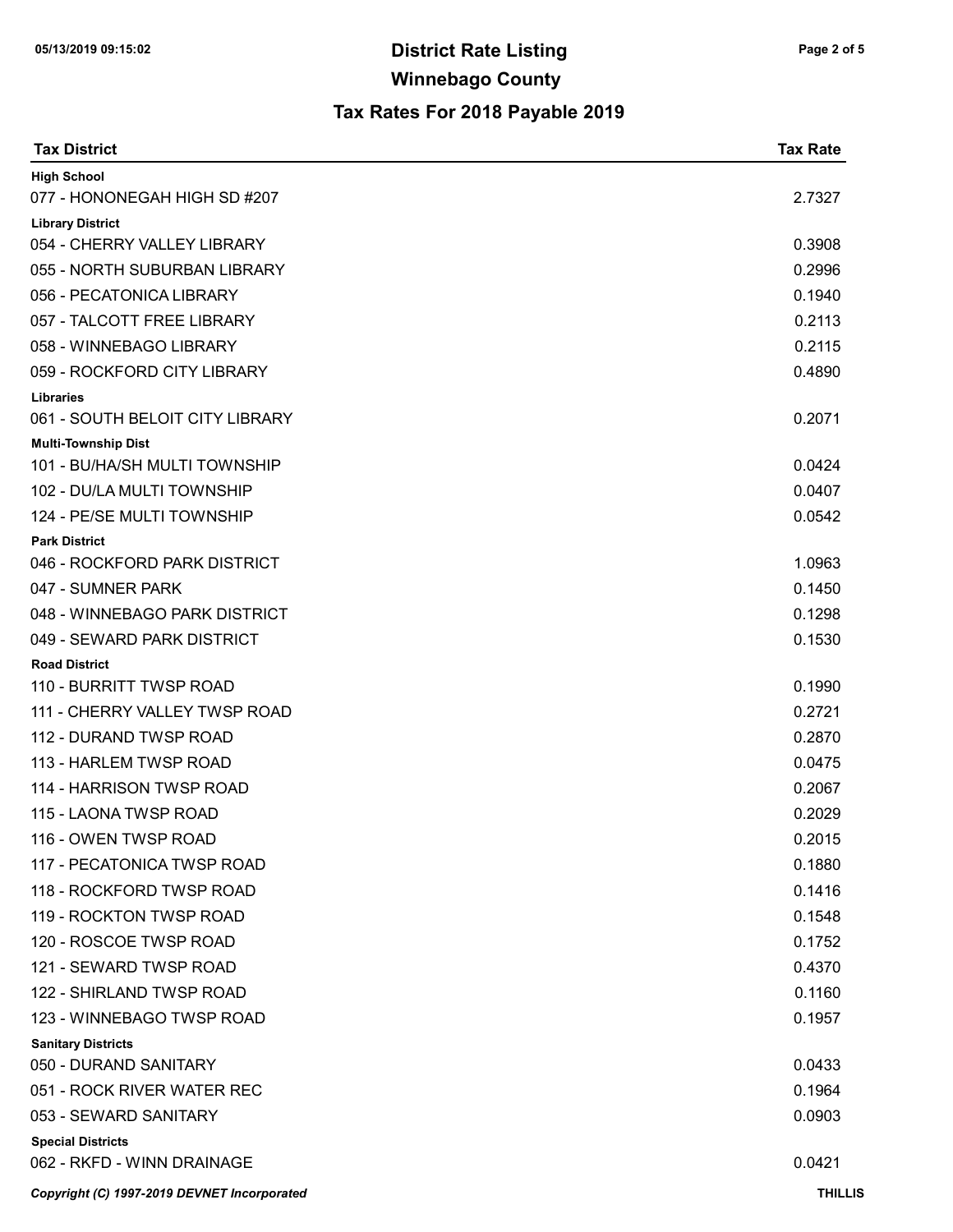# District Rate Listing

## Winnebago County

### Tax Rates For 2018 Payable 2019

| Tax District | Tax Rate |
| --- | --- |
| **High School** | |
| 077 - HONONEGAH HIGH SD #207 | 2.7327 |
| **Library District** | |
| 054 - CHERRY VALLEY LIBRARY | 0.3908 |
| 055 - NORTH SUBURBAN LIBRARY | 0.2996 |
| 056 - PECATONICA LIBRARY | 0.1940 |
| 057 - TALCOTT FREE LIBRARY | 0.2113 |
| 058 - WINNEBAGO LIBRARY | 0.2115 |
| 059 - ROCKFORD CITY LIBRARY | 0.4890 |
| **Libraries** | |
| 061 - SOUTH BELOIT CITY LIBRARY | 0.2071 |
| **Multi-Township Dist** | |
| 101 - BU/HA/SH MULTI TOWNSHIP | 0.0424 |
| 102 - DU/LA MULTI TOWNSHIP | 0.0407 |
| 124 - PE/SE MULTI TOWNSHIP | 0.0542 |
| **Park District** | |
| 046 - ROCKFORD PARK DISTRICT | 1.0963 |
| 047 - SUMNER PARK | 0.1450 |
| 048 - WINNEBAGO PARK DISTRICT | 0.1298 |
| 049 - SEWARD PARK DISTRICT | 0.1530 |
| **Road District** | |
| 110 - BURRITT TWSP ROAD | 0.1990 |
| 111 - CHERRY VALLEY TWSP ROAD | 0.2721 |
| 112 - DURAND TWSP ROAD | 0.2870 |
| 113 - HARLEM TWSP ROAD | 0.0475 |
| 114 - HARRISON TWSP ROAD | 0.2067 |
| 115 - LAONA TWSP ROAD | 0.2029 |
| 116 - OWEN TWSP ROAD | 0.2015 |
| 117 - PECATONICA TWSP ROAD | 0.1880 |
| 118 - ROCKFORD TWSP ROAD | 0.1416 |
| 119 - ROCKTON TWSP ROAD | 0.1548 |
| 120 - ROSCOE TWSP ROAD | 0.1752 |
| 121 - SEWARD TWSP ROAD | 0.4370 |
| 122 - SHIRLAND TWSP ROAD | 0.1160 |
| 123 - WINNEBAGO TWSP ROAD | 0.1957 |
| **Sanitary Districts** | |
| 050 - DURAND SANITARY | 0.0433 |
| 051 - ROCK RIVER WATER REC | 0.1964 |
| 053 - SEWARD SANITARY | 0.0903 |
| **Special Districts** | |
| 062 - RKFD - WINN DRAINAGE | 0.0421 |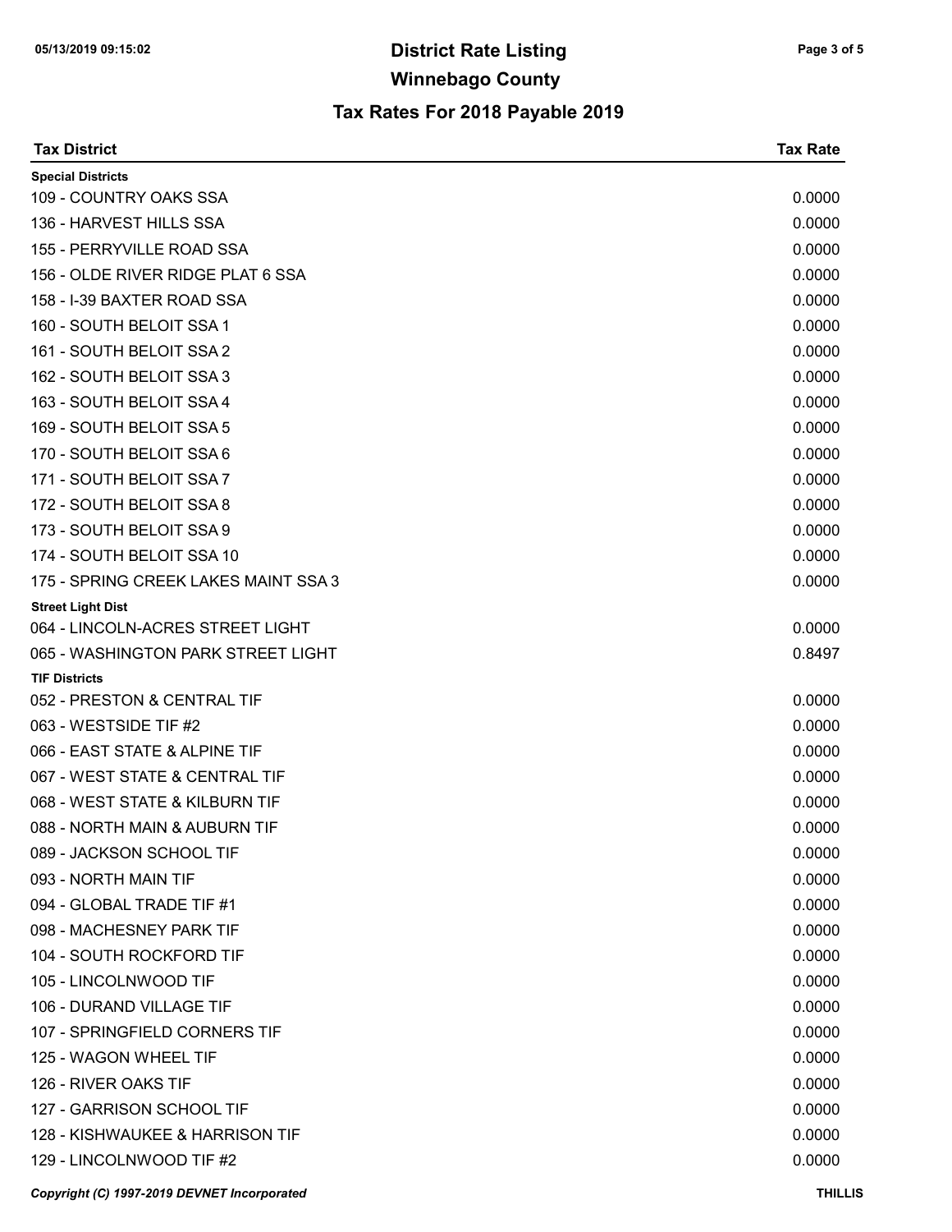# District Rate Listing

## Winnebago County

## Tax Rates For 2018 Payable 2019

| Tax District | Tax Rate |
|---|---|
| **Special Districts** | |
| 109 - COUNTRY OAKS SSA | 0.0000 |
| 136 - HARVEST HILLS SSA | 0.0000 |
| 155 - PERRYVILLE ROAD SSA | 0.0000 |
| 156 - OLDE RIVER RIDGE PLAT 6 SSA | 0.0000 |
| 158 - I-39 BAXTER ROAD SSA | 0.0000 |
| 160 - SOUTH BELOIT SSA 1 | 0.0000 |
| 161 - SOUTH BELOIT SSA 2 | 0.0000 |
| 162 - SOUTH BELOIT SSA 3 | 0.0000 |
| 163 - SOUTH BELOIT SSA 4 | 0.0000 |
| 169 - SOUTH BELOIT SSA 5 | 0.0000 |
| 170 - SOUTH BELOIT SSA 6 | 0.0000 |
| 171 - SOUTH BELOIT SSA 7 | 0.0000 |
| 172 - SOUTH BELOIT SSA 8 | 0.0000 |
| 173 - SOUTH BELOIT SSA 9 | 0.0000 |
| 174 - SOUTH BELOIT SSA 10 | 0.0000 |
| 175 - SPRING CREEK LAKES MAINT SSA 3 | 0.0000 |
| **Street Light Dist** | |
| 064 - LINCOLN-ACRES STREET LIGHT | 0.0000 |
| 065 - WASHINGTON PARK STREET LIGHT | 0.8497 |
| **TIF Districts** | |
| 052 - PRESTON & CENTRAL TIF | 0.0000 |
| 063 - WESTSIDE TIF #2 | 0.0000 |
| 066 - EAST STATE & ALPINE TIF | 0.0000 |
| 067 - WEST STATE & CENTRAL TIF | 0.0000 |
| 068 - WEST STATE & KILBURN TIF | 0.0000 |
| 088 - NORTH MAIN & AUBURN TIF | 0.0000 |
| 089 - JACKSON SCHOOL TIF | 0.0000 |
| 093 - NORTH MAIN TIF | 0.0000 |
| 094 - GLOBAL TRADE TIF #1 | 0.0000 |
| 098 - MACHESNEY PARK TIF | 0.0000 |
| 104 - SOUTH ROCKFORD TIF | 0.0000 |
| 105 - LINCOLNWOOD TIF | 0.0000 |
| 106 - DURAND VILLAGE TIF | 0.0000 |
| 107 - SPRINGFIELD CORNERS TIF | 0.0000 |
| 125 - WAGON WHEEL TIF | 0.0000 |
| 126 - RIVER OAKS TIF | 0.0000 |
| 127 - GARRISON SCHOOL TIF | 0.0000 |
| 128 - KISHWAUKEE & HARRISON TIF | 0.0000 |
| 129 - LINCOLNWOOD TIF #2 | 0.0000 |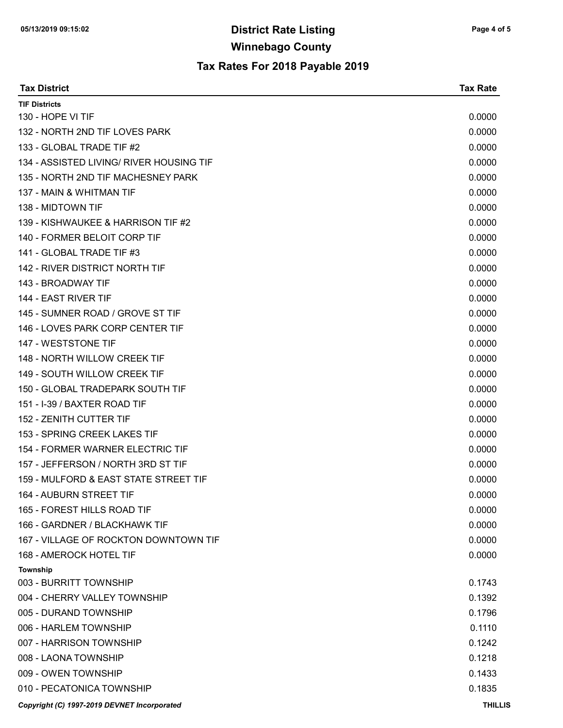# District Rate Listing

## Winnebago County

### Tax Rates For 2018 Payable 2019

| Tax District | Tax Rate |
|---|---|
| **TIF Districts** | |
| 130 - HOPE VI TIF | 0.0000 |
| 132 - NORTH 2ND TIF LOVES PARK | 0.0000 |
| 133 - GLOBAL TRADE TIF #2 | 0.0000 |
| 134 - ASSISTED LIVING/ RIVER HOUSING TIF | 0.0000 |
| 135 - NORTH 2ND TIF MACHESNEY PARK | 0.0000 |
| 137 - MAIN & WHITMAN TIF | 0.0000 |
| 138 - MIDTOWN TIF | 0.0000 |
| 139 - KISHWAUKEE & HARRISON TIF #2 | 0.0000 |
| 140 - FORMER BELOIT CORP TIF | 0.0000 |
| 141 - GLOBAL TRADE TIF #3 | 0.0000 |
| 142 - RIVER DISTRICT NORTH TIF | 0.0000 |
| 143 - BROADWAY TIF | 0.0000 |
| 144 - EAST RIVER TIF | 0.0000 |
| 145 - SUMNER ROAD / GROVE ST TIF | 0.0000 |
| 146 - LOVES PARK CORP CENTER TIF | 0.0000 |
| 147 - WESTSTONE TIF | 0.0000 |
| 148 - NORTH WILLOW CREEK TIF | 0.0000 |
| 149 - SOUTH WILLOW CREEK TIF | 0.0000 |
| 150 - GLOBAL TRADEPARK SOUTH TIF | 0.0000 |
| 151 - I-39 / BAXTER ROAD TIF | 0.0000 |
| 152 - ZENITH CUTTER TIF | 0.0000 |
| 153 - SPRING CREEK LAKES TIF | 0.0000 |
| 154 - FORMER WARNER ELECTRIC TIF | 0.0000 |
| 157 - JEFFERSON / NORTH 3RD ST TIF | 0.0000 |
| 159 - MULFORD & EAST STATE STREET TIF | 0.0000 |
| 164 - AUBURN STREET TIF | 0.0000 |
| 165 - FOREST HILLS ROAD TIF | 0.0000 |
| 166 - GARDNER / BLACKHAWK TIF | 0.0000 |
| 167 - VILLAGE OF ROCKTON DOWNTOWN TIF | 0.0000 |
| 168 - AMEROCK HOTEL TIF | 0.0000 |
| **Township** | |
| 003 - BURRITT TOWNSHIP | 0.1743 |
| 004 - CHERRY VALLEY TOWNSHIP | 0.1392 |
| 005 - DURAND TOWNSHIP | 0.1796 |
| 006 - HARLEM TOWNSHIP | 0.1110 |
| 007 - HARRISON TOWNSHIP | 0.1242 |
| 008 - LAONA TOWNSHIP | 0.1218 |
| 009 - OWEN TOWNSHIP | 0.1433 |
| 010 - PECATONICA TOWNSHIP | 0.1835 |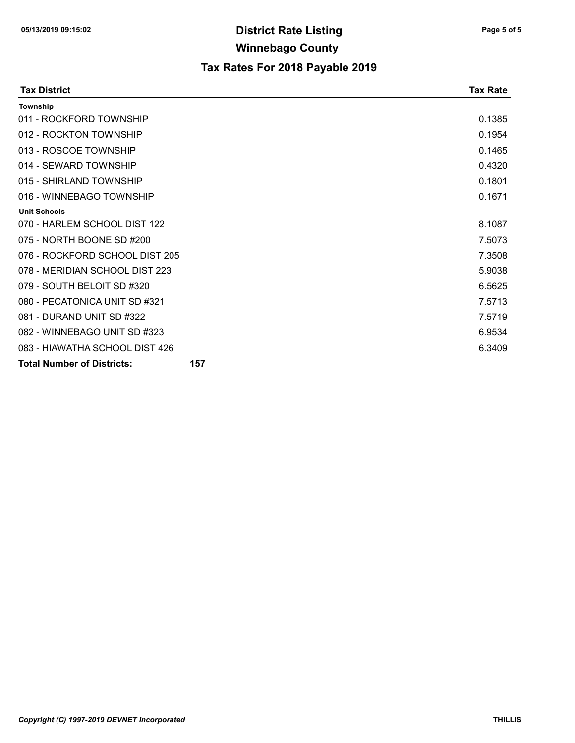# District Rate Listing

## Winnebago County

### Tax Rates For 2018 Payable 2019

| Tax District | Tax Rate |
|---|---|
| **Township** | |
| 011 - ROCKFORD TOWNSHIP | 0.1385 |
| 012 - ROCKTON TOWNSHIP | 0.1954 |
| 013 - ROSCOE TOWNSHIP | 0.1465 |
| 014 - SEWARD TOWNSHIP | 0.4320 |
| 015 - SHIRLAND TOWNSHIP | 0.1801 |
| 016 - WINNEBAGO TOWNSHIP | 0.1671 |
| **Unit Schools** | |
| 070 - HARLEM SCHOOL DIST 122 | 8.1087 |
| 075 - NORTH BOONE SD #200 | 7.5073 |
| 076 - ROCKFORD SCHOOL DIST 205 | 7.3508 |
| 078 - MERIDIAN SCHOOL DIST 223 | 5.9038 |
| 079 - SOUTH BELOIT SD #320 | 6.5625 |
| 080 - PECATONICA UNIT SD #321 | 7.5713 |
| 081 - DURAND UNIT SD #322 | 7.5719 |
| 082 - WINNEBAGO UNIT SD #323 | 6.9534 |
| 083 - HIAWATHA SCHOOL DIST 426 | 6.3409 |

**Total Number of Districts:** **157**